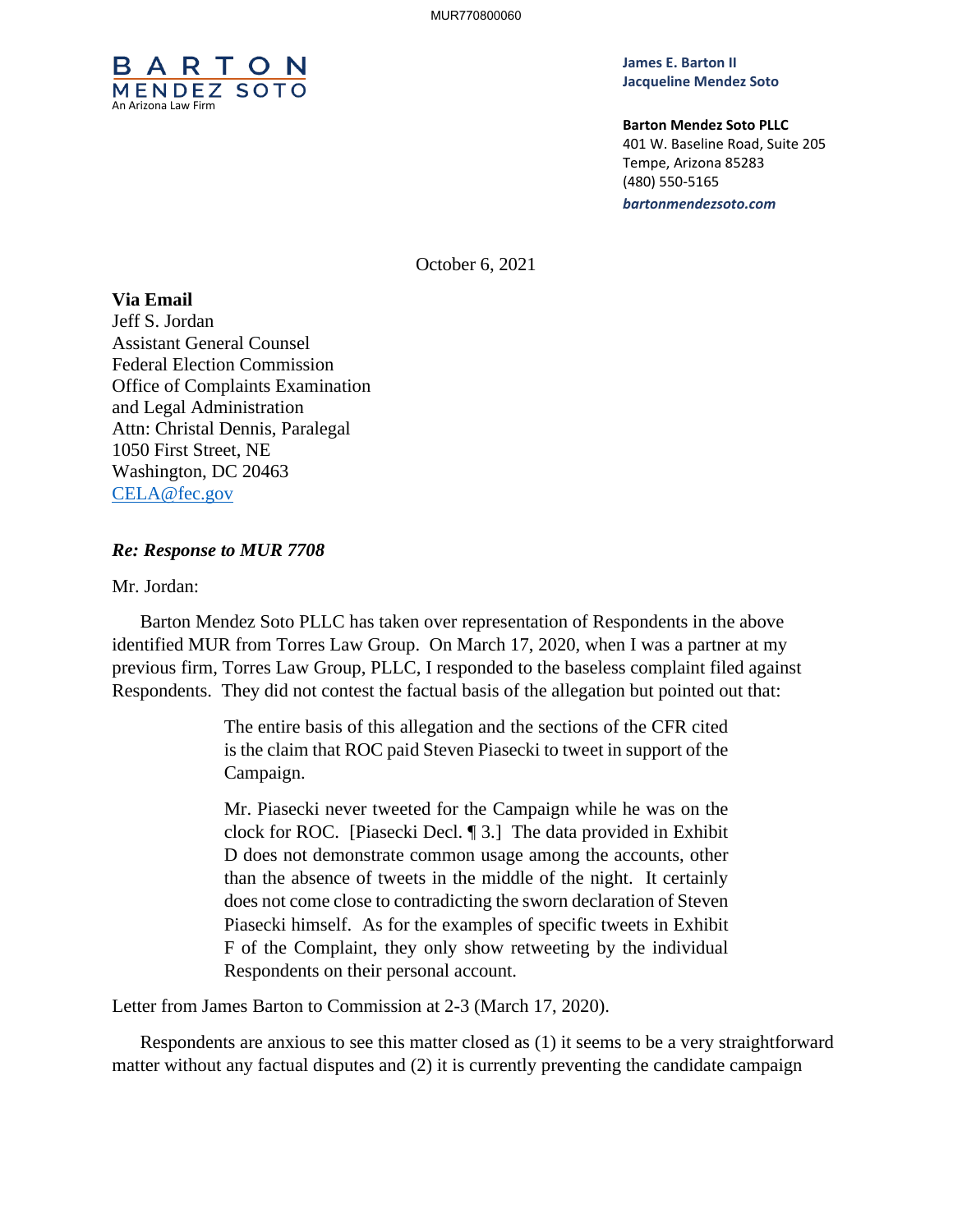**BARTON**
**MENDEZ SOTO**
An Arizona Law Firm

**James E. Barton II**
**Jacqueline Mendez Soto**

**Barton Mendez Soto PLLC**
401 W. Baseline Road, Suite 205
Tempe, Arizona 85283
(480) 550-5165
***bartonmendezsoto.com***

October 6, 2021

**Via Email**
Jeff S. Jordan
Assistant General Counsel
Federal Election Commission
Office of Complaints Examination
and Legal Administration
Attn: Christal Dennis, Paralegal
1050 First Street, NE
Washington, DC 20463
CELA@fec.gov

***Re: Response to MUR 7708***

Mr. Jordan:

Barton Mendez Soto PLLC has taken over representation of Respondents in the above identified MUR from Torres Law Group. On March 17, 2020, when I was a partner at my previous firm, Torres Law Group, PLLC, I responded to the baseless complaint filed against Respondents. They did not contest the factual basis of the allegation but pointed out that:

> The entire basis of this allegation and the sections of the CFR cited is the claim that ROC paid Steven Piasecki to tweet in support of the Campaign.
>
> Mr. Piasecki never tweeted for the Campaign while he was on the clock for ROC. [Piasecki Decl. ¶ 3.] The data provided in Exhibit D does not demonstrate common usage among the accounts, other than the absence of tweets in the middle of the night. It certainly does not come close to contradicting the sworn declaration of Steven Piasecki himself. As for the examples of specific tweets in Exhibit F of the Complaint, they only show retweeting by the individual Respondents on their personal account.

Letter from James Barton to Commission at 2-3 (March 17, 2020).

Respondents are anxious to see this matter closed as (1) it seems to be a very straightforward matter without any factual disputes and (2) it is currently preventing the candidate campaign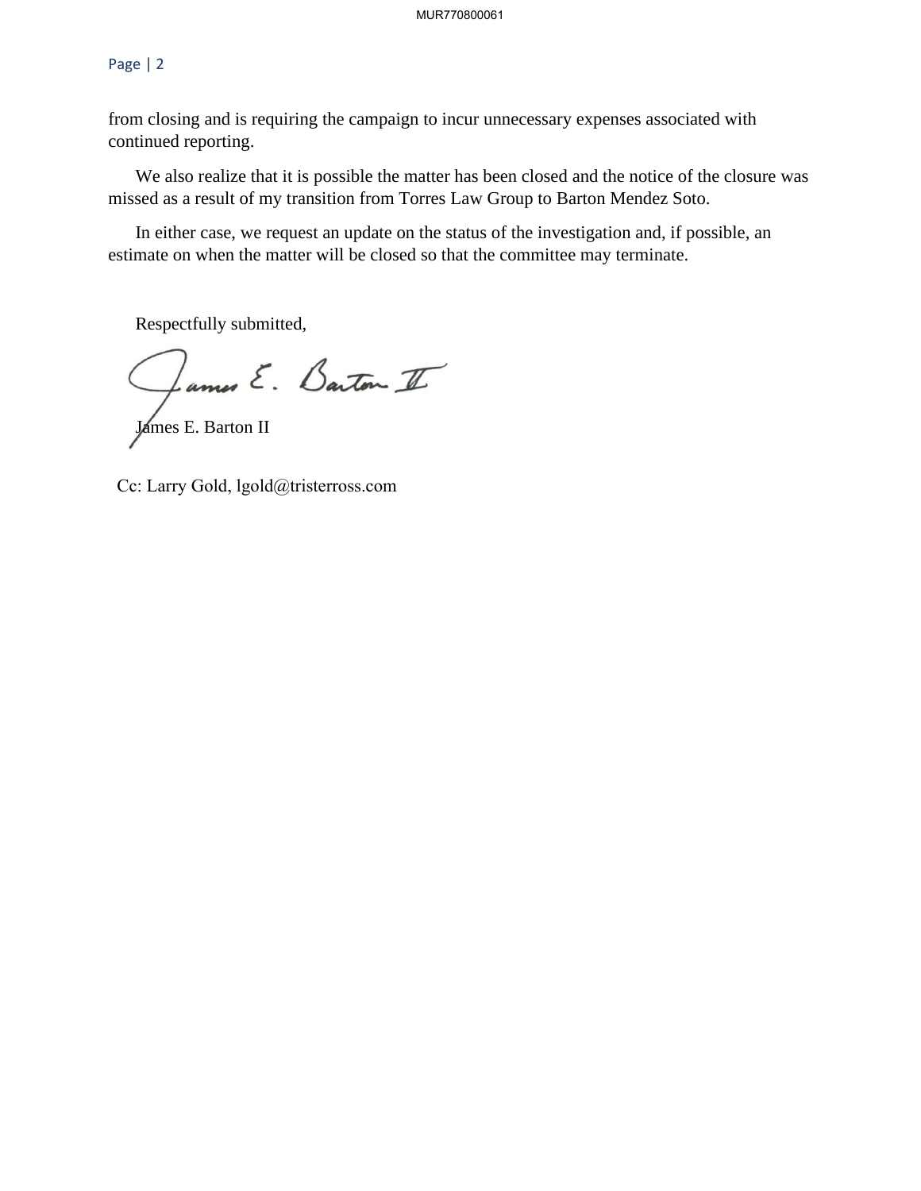from closing and is requiring the campaign to incur unnecessary expenses associated with continued reporting.

We also realize that it is possible the matter has been closed and the notice of the closure was missed as a result of my transition from Torres Law Group to Barton Mendez Soto.

In either case, we request an update on the status of the investigation and, if possible, an estimate on when the matter will be closed so that the committee may terminate.

Respectfully submitted,

James E. Barton II

Cc: Larry Gold, lgold@tristerross.com